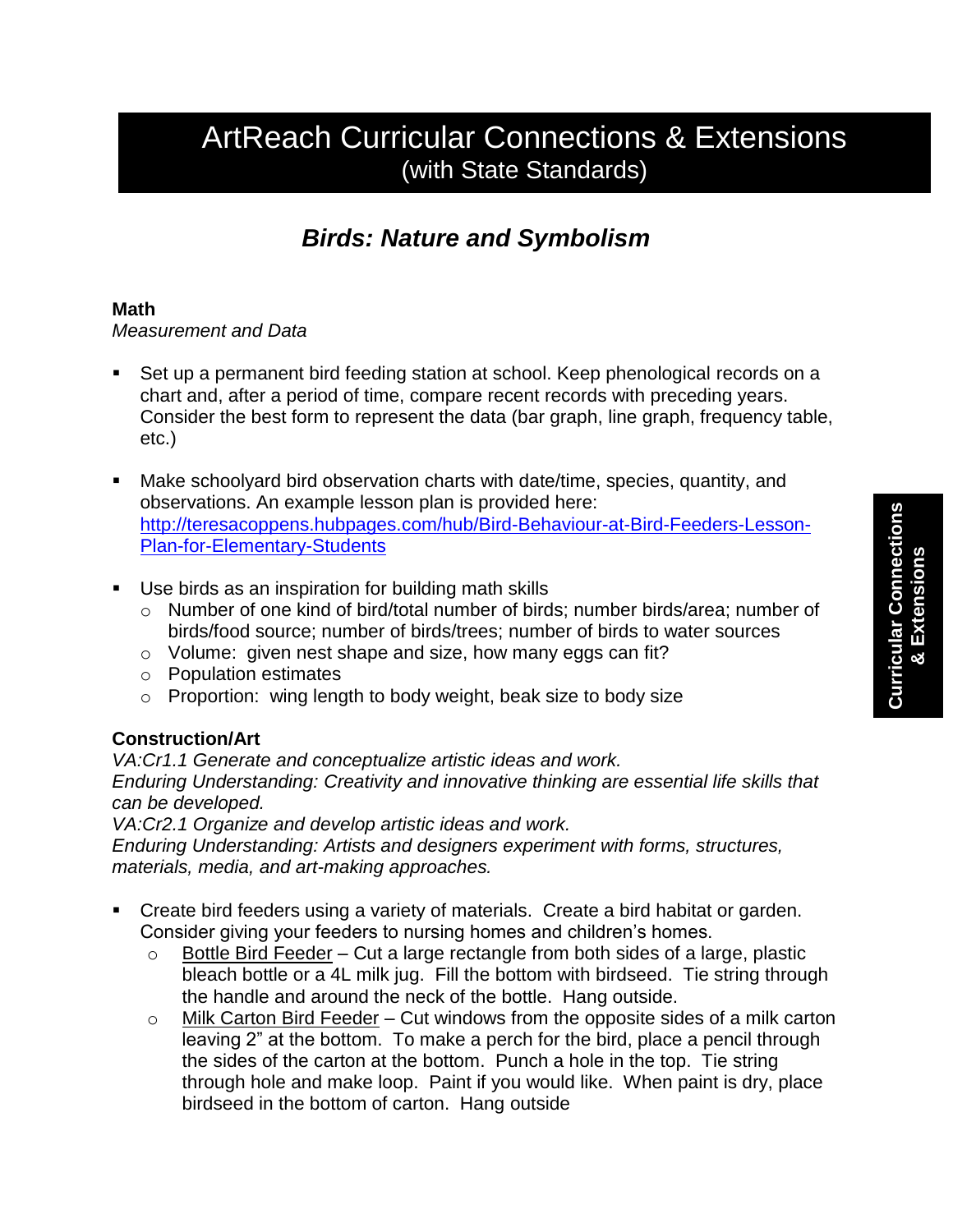# ArtReach Curricular Connections & Extensions
(with State Standards)

## *Birds: Nature and Symbolism*

**Math**
*Measurement and Data*

- Set up a permanent bird feeding station at school. Keep phenological records on a chart and, after a period of time, compare recent records with preceding years. Consider the best form to represent the data (bar graph, line graph, frequency table, etc.)

- Make schoolyard bird observation charts with date/time, species, quantity, and observations. An example lesson plan is provided here: [http://teresacoppens.hubpages.com/hub/Bird-Behaviour-at-Bird-Feeders-Lesson-Plan-for-Elementary-Students](http://teresacoppens.hubpages.com/hub/Bird-Behaviour-at-Bird-Feeders-Lesson-Plan-for-Elementary-Students)

- Use birds as an inspiration for building math skills
  - Number of one kind of bird/total number of birds; number birds/area; number of birds/food source; number of birds/trees; number of birds to water sources
  - Volume: given nest shape and size, how many eggs can fit?
  - Population estimates
  - Proportion: wing length to body weight, beak size to body size

**Construction/Art**
*VA:Cr1.1 Generate and conceptualize artistic ideas and work.*
*Enduring Understanding: Creativity and innovative thinking are essential life skills that can be developed.*
*VA:Cr2.1 Organize and develop artistic ideas and work.*
*Enduring Understanding: Artists and designers experiment with forms, structures, materials, media, and art-making approaches.*

- Create bird feeders using a variety of materials. Create a bird habitat or garden. Consider giving your feeders to nursing homes and children's homes.
  - <u>Bottle Bird Feeder</u> – Cut a large rectangle from both sides of a large, plastic bleach bottle or a 4L milk jug. Fill the bottom with birdseed. Tie string through the handle and around the neck of the bottle. Hang outside.
  - <u>Milk Carton Bird Feeder</u> – Cut windows from the opposite sides of a milk carton leaving 2" at the bottom. To make a perch for the bird, place a pencil through the sides of the carton at the bottom. Punch a hole in the top. Tie string through hole and make loop. Paint if you would like. When paint is dry, place birdseed in the bottom of carton. Hang outside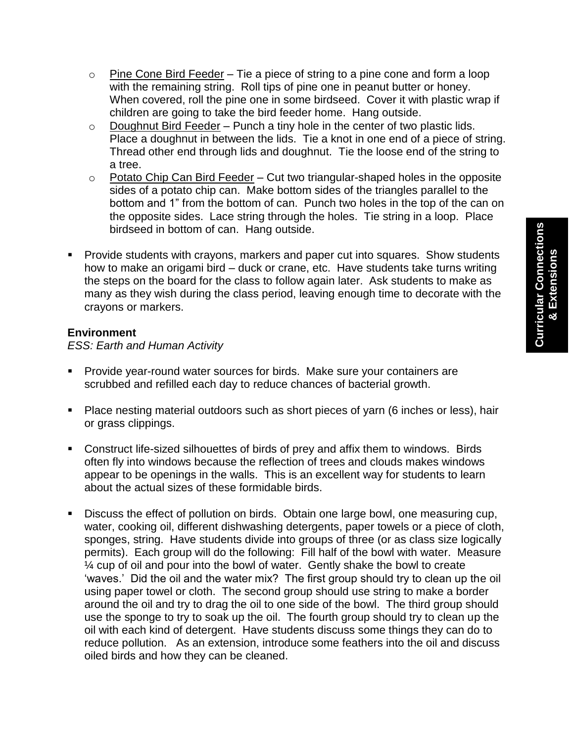- Pine Cone Bird Feeder – Tie a piece of string to a pine cone and form a loop with the remaining string. Roll tips of pine one in peanut butter or honey. When covered, roll the pine one in some birdseed. Cover it with plastic wrap if children are going to take the bird feeder home. Hang outside.
- Doughnut Bird Feeder – Punch a tiny hole in the center of two plastic lids. Place a doughnut in between the lids. Tie a knot in one end of a piece of string. Thread other end through lids and doughnut. Tie the loose end of the string to a tree.
- Potato Chip Can Bird Feeder – Cut two triangular-shaped holes in the opposite sides of a potato chip can. Make bottom sides of the triangles parallel to the bottom and 1" from the bottom of can. Punch two holes in the top of the can on the opposite sides. Lace string through the holes. Tie string in a loop. Place birdseed in bottom of can. Hang outside.

- Provide students with crayons, markers and paper cut into squares. Show students how to make an origami bird – duck or crane, etc. Have students take turns writing the steps on the board for the class to follow again later. Ask students to make as many as they wish during the class period, leaving enough time to decorate with the crayons or markers.

**Environment**

*ESS: Earth and Human Activity*

- Provide year-round water sources for birds. Make sure your containers are scrubbed and refilled each day to reduce chances of bacterial growth.

- Place nesting material outdoors such as short pieces of yarn (6 inches or less), hair or grass clippings.

- Construct life-sized silhouettes of birds of prey and affix them to windows. Birds often fly into windows because the reflection of trees and clouds makes windows appear to be openings in the walls. This is an excellent way for students to learn about the actual sizes of these formidable birds.

- Discuss the effect of pollution on birds. Obtain one large bowl, one measuring cup, water, cooking oil, different dishwashing detergents, paper towels or a piece of cloth, sponges, string. Have students divide into groups of three (or as class size logically permits). Each group will do the following: Fill half of the bowl with water. Measure ¼ cup of oil and pour into the bowl of water. Gently shake the bowl to create 'waves.' Did the oil and the water mix? The first group should try to clean up the oil using paper towel or cloth. The second group should use string to make a border around the oil and try to drag the oil to one side of the bowl. The third group should use the sponge to try to soak up the oil. The fourth group should try to clean up the oil with each kind of detergent. Have students discuss some things they can do to reduce pollution. As an extension, introduce some feathers into the oil and discuss oiled birds and how they can be cleaned.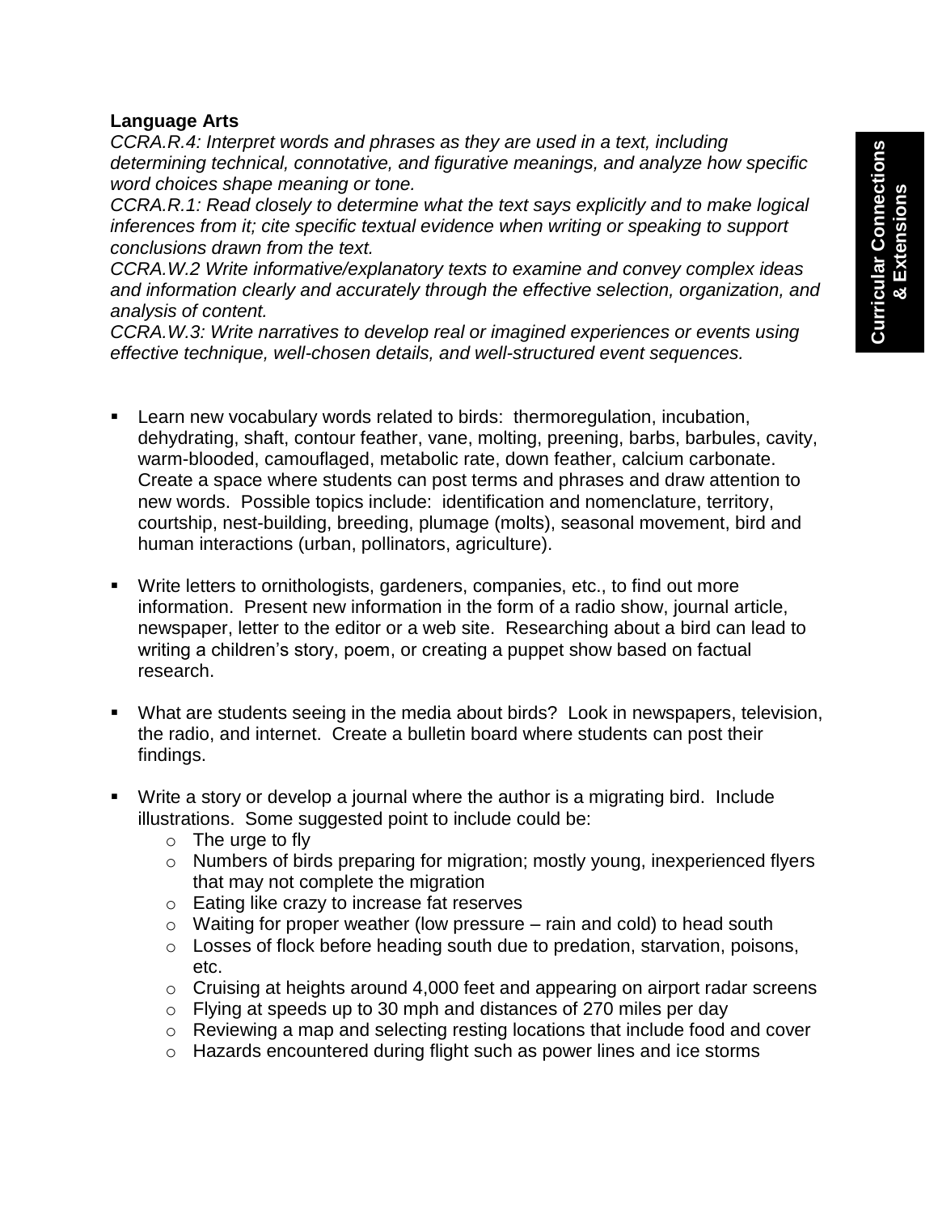**Language Arts**

*CCRA.R.4: Interpret words and phrases as they are used in a text, including determining technical, connotative, and figurative meanings, and analyze how specific word choices shape meaning or tone.*

*CCRA.R.1: Read closely to determine what the text says explicitly and to make logical inferences from it; cite specific textual evidence when writing or speaking to support conclusions drawn from the text.*

*CCRA.W.2 Write informative/explanatory texts to examine and convey complex ideas and information clearly and accurately through the effective selection, organization, and analysis of content.*

*CCRA.W.3: Write narratives to develop real or imagined experiences or events using effective technique, well-chosen details, and well-structured event sequences.*

- Learn new vocabulary words related to birds: thermoregulation, incubation, dehydrating, shaft, contour feather, vane, molting, preening, barbs, barbules, cavity, warm-blooded, camouflaged, metabolic rate, down feather, calcium carbonate. Create a space where students can post terms and phrases and draw attention to new words. Possible topics include: identification and nomenclature, territory, courtship, nest-building, breeding, plumage (molts), seasonal movement, bird and human interactions (urban, pollinators, agriculture).
- Write letters to ornithologists, gardeners, companies, etc., to find out more information. Present new information in the form of a radio show, journal article, newspaper, letter to the editor or a web site. Researching about a bird can lead to writing a children's story, poem, or creating a puppet show based on factual research.
- What are students seeing in the media about birds? Look in newspapers, television, the radio, and internet. Create a bulletin board where students can post their findings.
- Write a story or develop a journal where the author is a migrating bird. Include illustrations. Some suggested point to include could be:
  - The urge to fly
  - Numbers of birds preparing for migration; mostly young, inexperienced flyers that may not complete the migration
  - Eating like crazy to increase fat reserves
  - Waiting for proper weather (low pressure – rain and cold) to head south
  - Losses of flock before heading south due to predation, starvation, poisons, etc.
  - Cruising at heights around 4,000 feet and appearing on airport radar screens
  - Flying at speeds up to 30 mph and distances of 270 miles per day
  - Reviewing a map and selecting resting locations that include food and cover
  - Hazards encountered during flight such as power lines and ice storms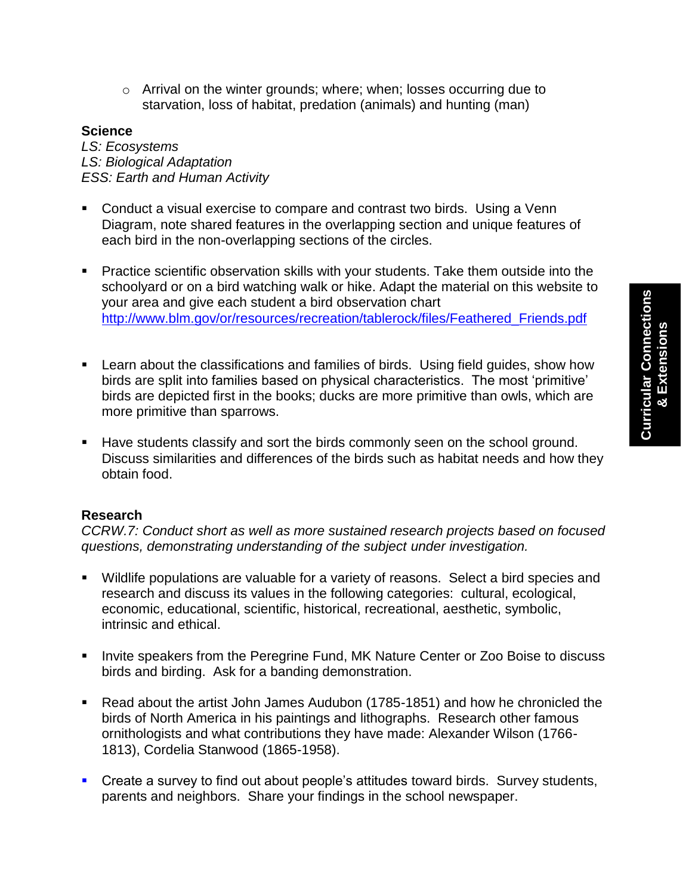- Arrival on the winter grounds; where; when; losses occurring due to starvation, loss of habitat, predation (animals) and hunting (man)

**Science**

*LS: Ecosystems*
*LS: Biological Adaptation*
*ESS: Earth and Human Activity*

- Conduct a visual exercise to compare and contrast two birds. Using a Venn Diagram, note shared features in the overlapping section and unique features of each bird in the non-overlapping sections of the circles.

- Practice scientific observation skills with your students. Take them outside into the schoolyard or on a bird watching walk or hike. Adapt the material on this website to your area and give each student a bird observation chart http://www.blm.gov/or/resources/recreation/tablerock/files/Feathered_Friends.pdf

- Learn about the classifications and families of birds. Using field guides, show how birds are split into families based on physical characteristics. The most 'primitive' birds are depicted first in the books; ducks are more primitive than owls, which are more primitive than sparrows.

- Have students classify and sort the birds commonly seen on the school ground. Discuss similarities and differences of the birds such as habitat needs and how they obtain food.

**Research**

*CCRW.7: Conduct short as well as more sustained research projects based on focused questions, demonstrating understanding of the subject under investigation.*

- Wildlife populations are valuable for a variety of reasons. Select a bird species and research and discuss its values in the following categories: cultural, ecological, economic, educational, scientific, historical, recreational, aesthetic, symbolic, intrinsic and ethical.

- Invite speakers from the Peregrine Fund, MK Nature Center or Zoo Boise to discuss birds and birding. Ask for a banding demonstration.

- Read about the artist John James Audubon (1785-1851) and how he chronicled the birds of North America in his paintings and lithographs. Research other famous ornithologists and what contributions they have made: Alexander Wilson (1766-1813), Cordelia Stanwood (1865-1958).

- Create a survey to find out about people's attitudes toward birds. Survey students, parents and neighbors. Share your findings in the school newspaper.